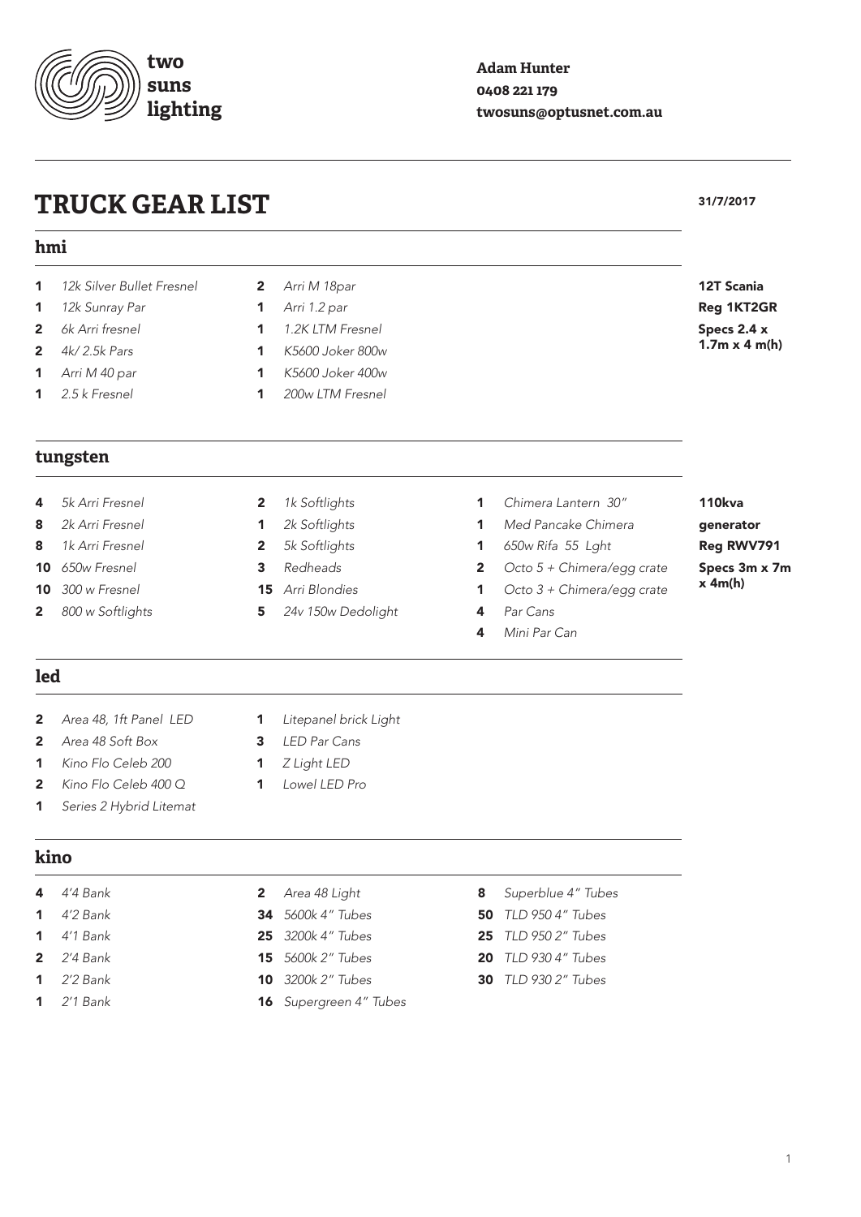**two suns lighting**

**Adam Hunter**
**0408 221 179**
**twosuns@optusnet.com.au**

# TRUCK GEAR LIST

**31/7/2017**

## hmi

- **1** *12k Silver Bullet Fresnel*
- **1** *12k Sunray Par*
- **2** *6k Arri fresnel*
- **2** *4k/ 2.5k Pars*
- **1** *Arri M 40 par*
- **1** *2.5 k Fresnel*
- **2** *Arri M 18par*
- **1** *Arri 1.2 par*
- **1** *1.2K LTM Fresnel*
- **1** *K5600 Joker 800w*
- **1** *K5600 Joker 400w*
- **1** *200w LTM Fresnel*

**12T Scania**
**Reg 1KT2GR**
**Specs 2.4 x 1.7m x 4 m(h)**

## tungsten

- **4** *5k Arri Fresnel*
- **8** *2k Arri Fresnel*
- **8** *1k Arri Fresnel*
- **10** *650w Fresnel*
- **10** *300 w Fresnel*
- **2** *800 w Softlights*
- **2** *1k Softlights*
- **1** *2k Softlights*
- **2** *5k Softlights*
- **3** *Redheads*
- **15** *Arri Blondies*
- **5** *24v 150w Dedolight*
- **1** *Chimera Lantern 30"*
- **1** *Med Pancake Chimera*
- **1** *650w Rifa 55 Lght*
- **2** *Octo 5 + Chimera/egg crate*
- **1** *Octo 3 + Chimera/egg crate*
- **4** *Par Cans*
- **4** *Mini Par Can*

**110kva generator**
**Reg RWV791**
**Specs 3m x 7m x 4m(h)**

## led

- **2** *Area 48, 1ft Panel LED*
- **2** *Area 48 Soft Box*
- **1** *Kino Flo Celeb 200*
- **2** *Kino Flo Celeb 400 Q*
- **1** *Series 2 Hybrid Litemat*
- **1** *Litepanel brick Light*
- **3** *LED Par Cans*
- **1** *Z Light LED*
- **1** *Lowel LED Pro*

## kino

- **4** *4'4 Bank*
- **1** *4'2 Bank*
- **1** *4'1 Bank*
- **2** *2'4 Bank*
- **1** *2'2 Bank*
- **1** *2'1 Bank*
- **2** *Area 48 Light*
- **34** *5600k 4" Tubes*
- **25** *3200k 4" Tubes*
- **15** *5600k 2" Tubes*
- **10** *3200k 2" Tubes*
- **16** *Supergreen 4" Tubes*
- **8** *Superblue 4" Tubes*
- **50** *TLD 950 4" Tubes*
- **25** *TLD 950 2" Tubes*
- **20** *TLD 930 4" Tubes*
- **30** *TLD 930 2" Tubes*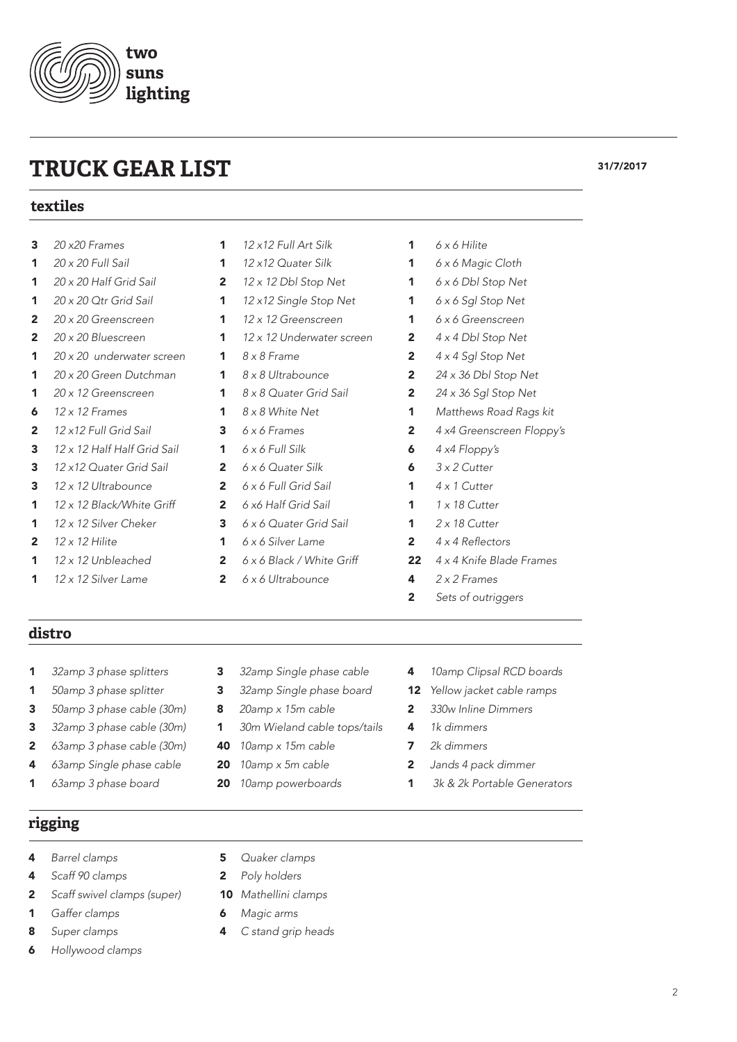**two suns lighting**

# TRUCK GEAR LIST

31/7/2017

## textiles

- **3** *20 x20 Frames*
- **1** *20 x 20 Full Sail*
- **1** *20 x 20 Half Grid Sail*
- **1** *20 x 20 Qtr Grid Sail*
- **2** *20 x 20 Greenscreen*
- **2** *20 x 20 Bluescreen*
- **1** *20 x 20 underwater screen*
- **1** *20 x 20 Green Dutchman*
- **1** *20 x 12 Greenscreen*
- **6** *12 x 12 Frames*
- **2** *12 x12 Full Grid Sail*
- **3** *12 x 12 Half Half Grid Sail*
- **3** *12 x12 Quater Grid Sail*
- **3** *12 x 12 Ultrabounce*
- **1** *12 x 12 Black/White Griff*
- **1** *12 x 12 Silver Cheker*
- **2** *12 x 12 Hilite*
- **1** *12 x 12 Unbleached*
- **1** *12 x 12 Silver Lame*
- **1** *12 x12 Full Art Silk*
- **1** *12 x12 Quater Silk*
- **2** *12 x 12 Dbl Stop Net*
- **1** *12 x12 Single Stop Net*
- **1** *12 x 12 Greenscreen*
- **1** *12 x 12 Underwater screen*
- **1** *8 x 8 Frame*
- **1** *8 x 8 Ultrabounce*
- **1** *8 x 8 Quater Grid Sail*
- **1** *8 x 8 White Net*
- **3** *6 x 6 Frames*
- **1** *6 x 6 Full Silk*
- **2** *6 x 6 Quater Silk*
- **2** *6 x 6 Full Grid Sail*
- **2** *6 x6 Half Grid Sail*
- **3** *6 x 6 Quater Grid Sail*
- **1** *6 x 6 Silver Lame*
- **2** *6 x 6 Black / White Griff*
- **2** *6 x 6 Ultrabounce*
- **1** *6 x 6 Hilite*
- **1** *6 x 6 Magic Cloth*
- **1** *6 x 6 Dbl Stop Net*
- **1** *6 x 6 Sgl Stop Net*
- **1** *6 x 6 Greenscreen*
- **2** *4 x 4 Dbl Stop Net*
- **2** *4 x 4 Sgl Stop Net*
- **2** *24 x 36 Dbl Stop Net*
- **2** *24 x 36 Sgl Stop Net*
- **1** *Matthews Road Rags kit*
- **2** *4 x4 Greenscreen Floppy's*
- **6** *4 x4 Floppy's*
- **6** *3 x 2 Cutter*
- **1** *4 x 1 Cutter*
- **1** *1 x 18 Cutter*
- **1** *2 x 18 Cutter*
- **2** *4 x 4 Reflectors*
- **22** *4 x 4 Knife Blade Frames*
- **4** *2 x 2 Frames*
- **2** *Sets of outriggers*

## distro

- **1** *32amp 3 phase splitters*
- **1** *50amp 3 phase splitter*
- **3** *50amp 3 phase cable (30m)*
- **3** *32amp 3 phase cable (30m)*
- **2** *63amp 3 phase cable (30m)*
- **4** *63amp Single phase cable*
- **1** *63amp 3 phase board*
- **3** *32amp Single phase cable*
- **3** *32amp Single phase board*
- **8** *20amp x 15m cable*
- **1** *30m Wieland cable tops/tails*
- **40** *10amp x 15m cable*
- **20** *10amp x 5m cable*
- **20** *10amp powerboards*
- **4** *10amp Clipsal RCD boards*
- **12** *Yellow jacket cable ramps*
- **2** *330w Inline Dimmers*
- **4** *1k dimmers*
- **7** *2k dimmers*
- **2** *Jands 4 pack dimmer*
- **1** *3k & 2k Portable Generators*

## rigging

- **4** *Barrel clamps*
- **4** *Scaff 90 clamps*
- **2** *Scaff swivel clamps (super)*
- **1** *Gaffer clamps*
- **8** *Super clamps*
- **6** *Hollywood clamps*
- **5** *Quaker clamps*
- **2** *Poly holders*
- **10** *Mathellini clamps*
- **6** *Magic arms*
- **4** *C stand grip heads*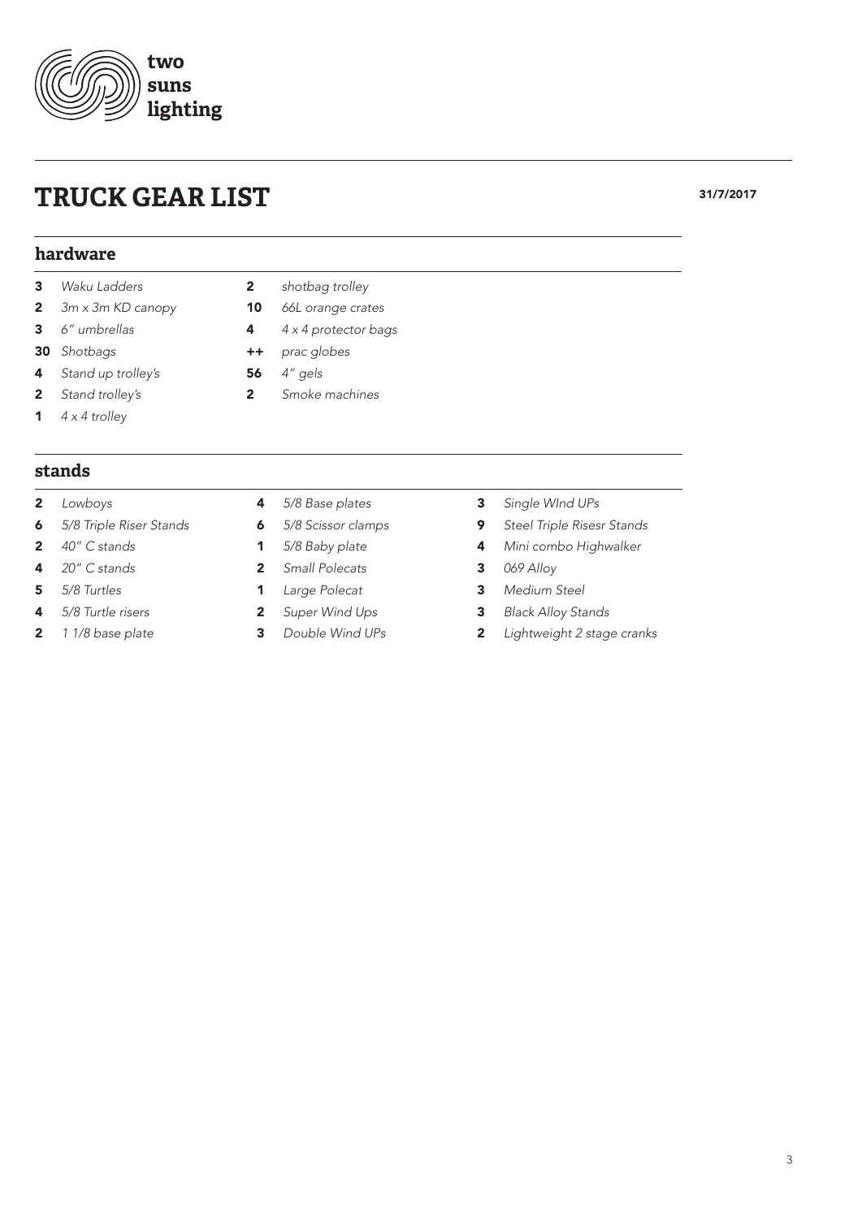**two suns lighting**

# TRUCK GEAR LIST

**31/7/2017**

## hardware

| | | | |
|---|---|---|---|
| **3** | *Waku Ladders* | **2** | *shotbag trolley* |
| **2** | *3m x 3m KD canopy* | **10** | *66L orange crates* |
| **3** | *6" umbrellas* | **4** | *4 x 4 protector bags* |
| **30** | *Shotbags* | **++** | *prac globes* |
| **4** | *Stand up trolley's* | **56** | *4" gels* |
| **2** | *Stand trolley's* | **2** | *Smoke machines* |
| **1** | *4 x 4 trolley* | | |

## stands

| | | | | | |
|---|---|---|---|---|---|
| **2** | *Lowboys* | **4** | *5/8 Base plates* | **3** | *Single WInd UPs* |
| **6** | *5/8 Triple Riser Stands* | **6** | *5/8 Scissor clamps* | **9** | *Steel Triple Risesr Stands* |
| **2** | *40" C stands* | **1** | *5/8 Baby plate* | **4** | *Mini combo Highwalker* |
| **4** | *20" C stands* | **2** | *Small Polecats* | **3** | *069 Alloy* |
| **5** | *5/8 Turtles* | **1** | *Large Polecat* | **3** | *Medium Steel* |
| **4** | *5/8 Turtle risers* | **2** | *Super Wind Ups* | **3** | *Black Alloy Stands* |
| **2** | *1 1/8 base plate* | **3** | *Double Wind UPs* | **2** | *Lightweight 2 stage cranks* |